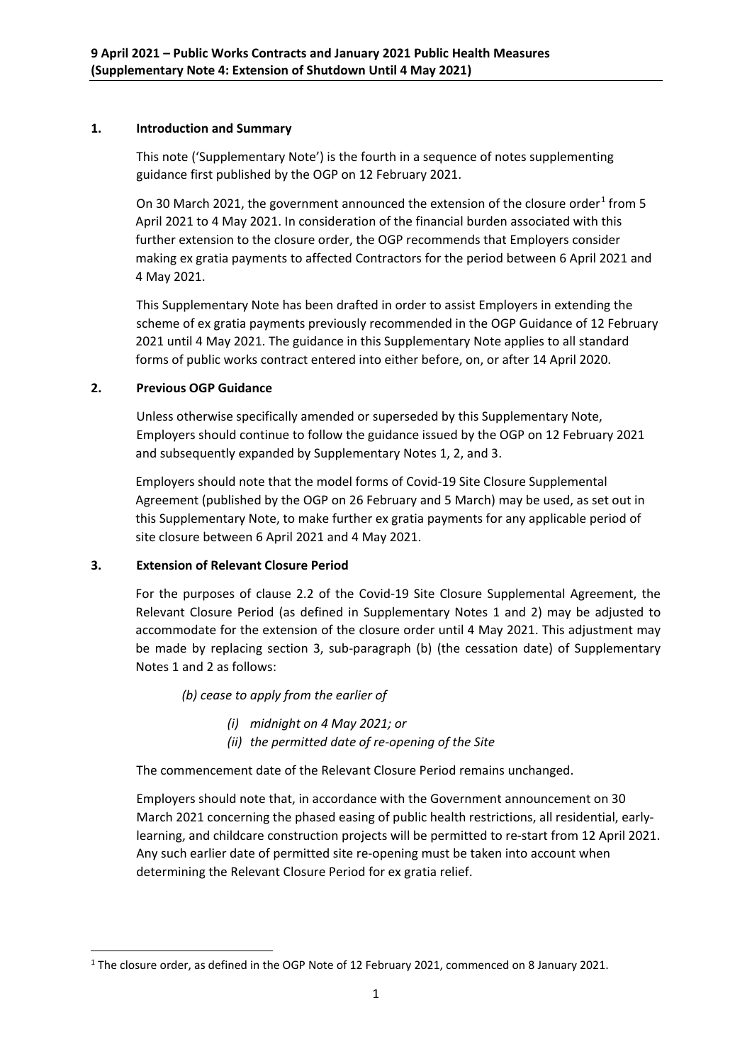**9 April 2021 – Public Works Contracts and January 2021 Public Health Measures (Supplementary Note 4: Extension of Shutdown Until 4 May 2021)**

## 1. Introduction and Summary

This note ('Supplementary Note') is the fourth in a sequence of notes supplementing guidance first published by the OGP on 12 February 2021.

On 30 March 2021, the government announced the extension of the closure order[1] from 5 April 2021 to 4 May 2021. In consideration of the financial burden associated with this further extension to the closure order, the OGP recommends that Employers consider making ex gratia payments to affected Contractors for the period between 6 April 2021 and 4 May 2021.

This Supplementary Note has been drafted in order to assist Employers in extending the scheme of ex gratia payments previously recommended in the OGP Guidance of 12 February 2021 until 4 May 2021. The guidance in this Supplementary Note applies to all standard forms of public works contract entered into either before, on, or after 14 April 2020.

## 2. Previous OGP Guidance

Unless otherwise specifically amended or superseded by this Supplementary Note, Employers should continue to follow the guidance issued by the OGP on 12 February 2021 and subsequently expanded by Supplementary Notes 1, 2, and 3.

Employers should note that the model forms of Covid-19 Site Closure Supplemental Agreement (published by the OGP on 26 February and 5 March) may be used, as set out in this Supplementary Note, to make further ex gratia payments for any applicable period of site closure between 6 April 2021 and 4 May 2021.

## 3. Extension of Relevant Closure Period

For the purposes of clause 2.2 of the Covid-19 Site Closure Supplemental Agreement, the Relevant Closure Period (as defined in Supplementary Notes 1 and 2) may be adjusted to accommodate for the extension of the closure order until 4 May 2021. This adjustment may be made by replacing section 3, sub-paragraph (b) (the cessation date) of Supplementary Notes 1 and 2 as follows:

*(b) cease to apply from the earlier of*

*(i) midnight on 4 May 2021; or*

*(ii) the permitted date of re-opening of the Site*

The commencement date of the Relevant Closure Period remains unchanged.

Employers should note that, in accordance with the Government announcement on 30 March 2021 concerning the phased easing of public health restrictions, all residential, early-learning, and childcare construction projects will be permitted to re-start from 12 April 2021. Any such earlier date of permitted site re-opening must be taken into account when determining the Relevant Closure Period for ex gratia relief.

[1] The closure order, as defined in the OGP Note of 12 February 2021, commenced on 8 January 2021.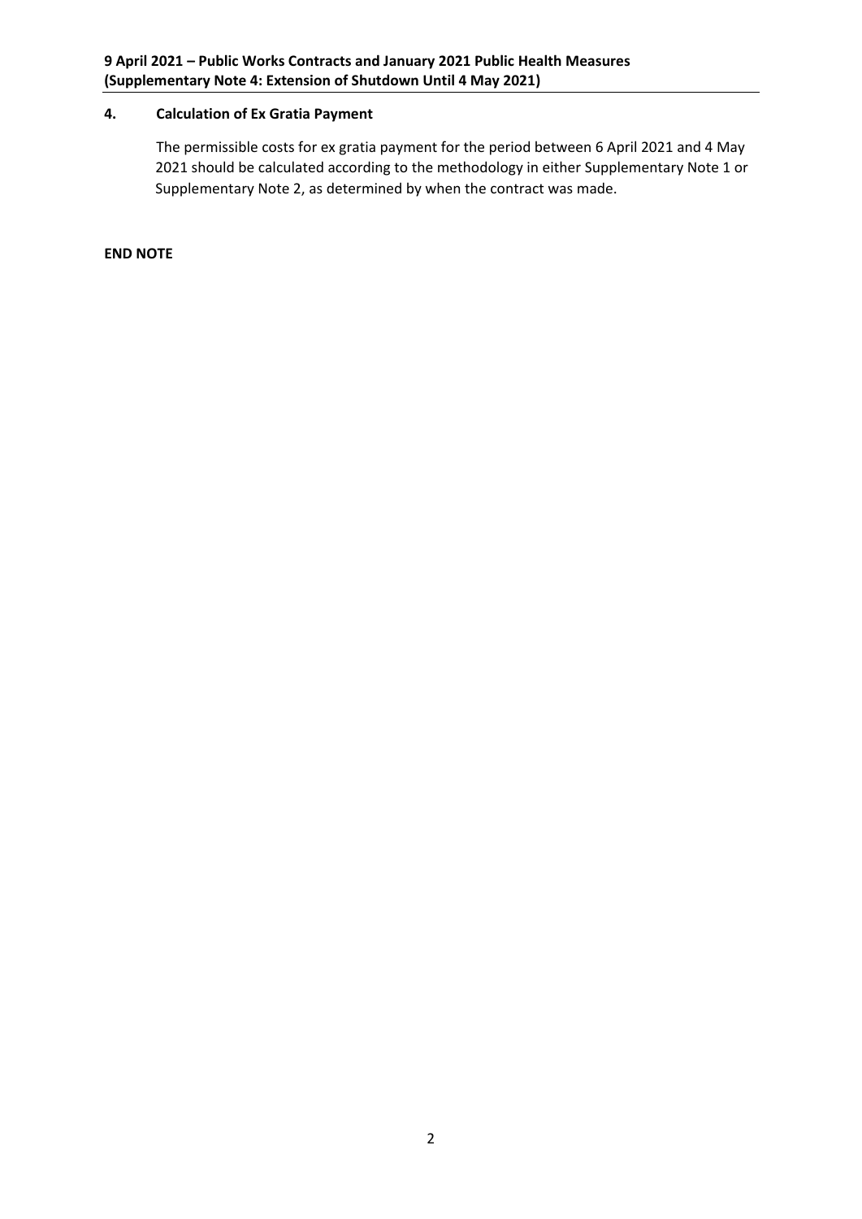## 4. Calculation of Ex Gratia Payment

The permissible costs for ex gratia payment for the period between 6 April 2021 and 4 May 2021 should be calculated according to the methodology in either Supplementary Note 1 or Supplementary Note 2, as determined by when the contract was made.

**END NOTE**